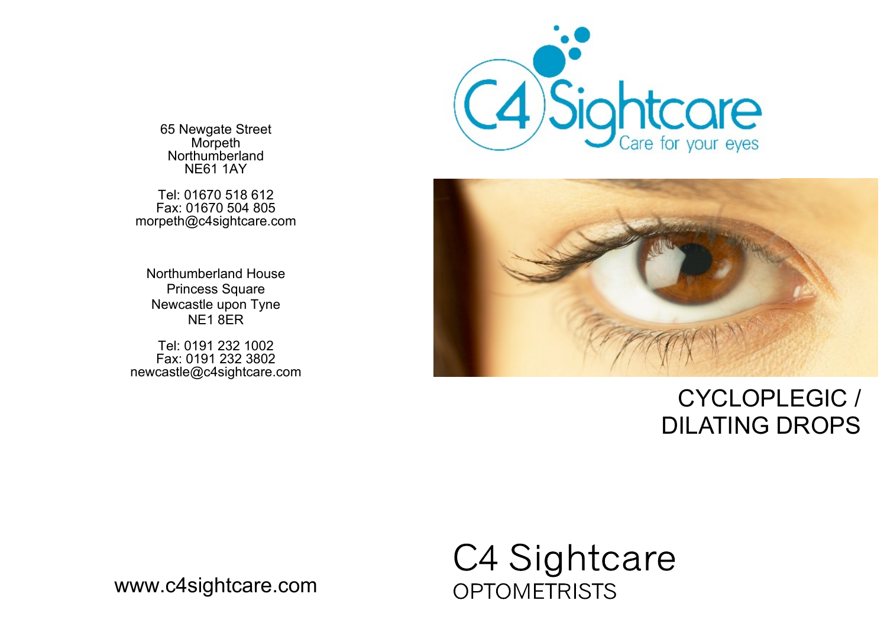65 Newgate Street
Morpeth
Northumberland
NE61 1AY

Tel: 01670 518 612
Fax: 01670 504 805
morpeth@c4sightcare.com

Northumberland House
Princess Square
Newcastle upon Tyne
NE1 8ER

Tel: 0191 232 1002
Fax: 0191 232 3802
newcastle@c4sightcare.com

www.c4sightcare.com

C4 Sightcare
Care for your eyes

# CYCLOPLEGIC / DILATING DROPS

C4 Sightcare
OPTOMETRISTS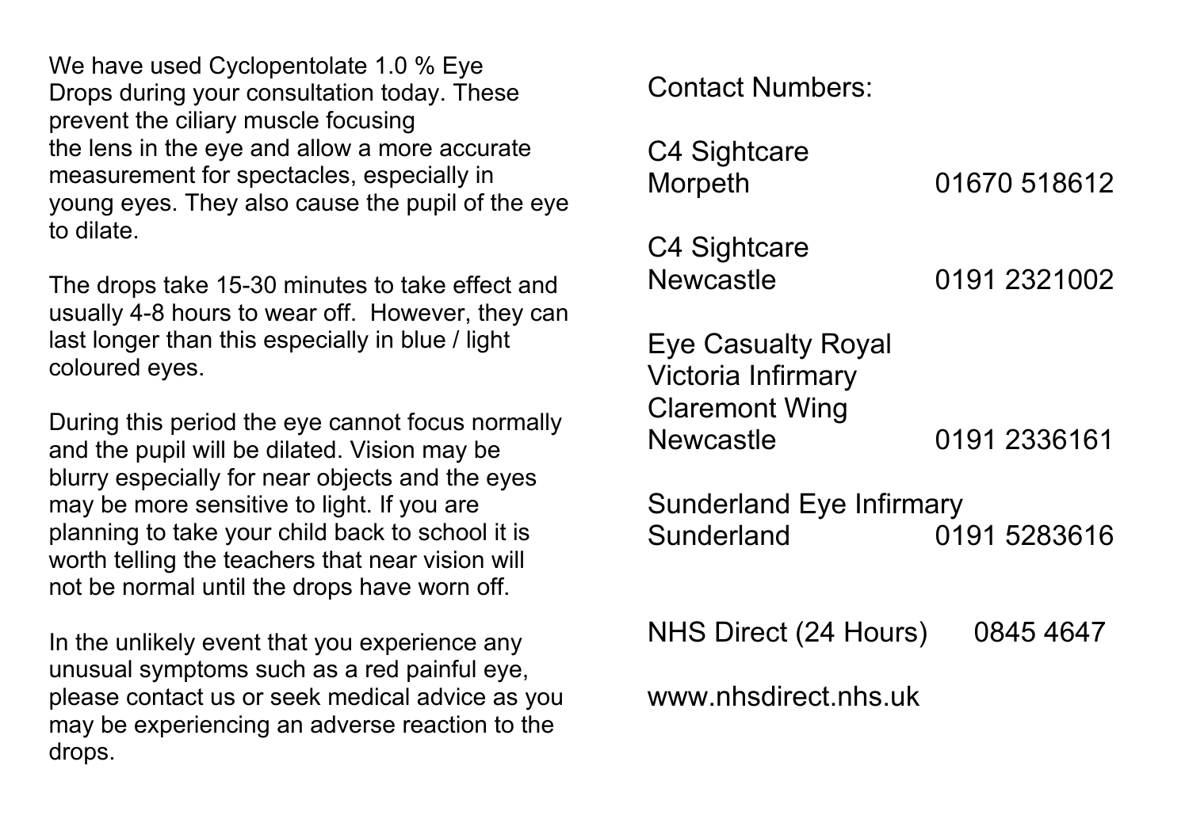We have used Cyclopentolate 1.0 % Eye Drops during your consultation today. These prevent the ciliary muscle focusing the lens in the eye and allow a more accurate measurement for spectacles, especially in young eyes. They also cause the pupil of the eye to dilate.

The drops take 15-30 minutes to take effect and usually 4-8 hours to wear off. However, they can last longer than this especially in blue / light coloured eyes.

During this period the eye cannot focus normally and the pupil will be dilated. Vision may be blurry especially for near objects and the eyes may be more sensitive to light. If you are planning to take your child back to school it is worth telling the teachers that near vision will not be normal until the drops have worn off.

In the unlikely event that you experience any unusual symptoms such as a red painful eye, please contact us or seek medical advice as you may be experiencing an adverse reaction to the drops.

Contact Numbers:

| | |
|---|---|
| C4 Sightcare Morpeth | 01670 518612 |
| C4 Sightcare Newcastle | 0191 2321002 |
| Eye Casualty Royal Victoria Infirmary Claremont Wing Newcastle | 0191 2336161 |
| Sunderland Eye Infirmary Sunderland | 0191 5283616 |
| NHS Direct (24 Hours) | 0845 4647 |

www.nhsdirect.nhs.uk